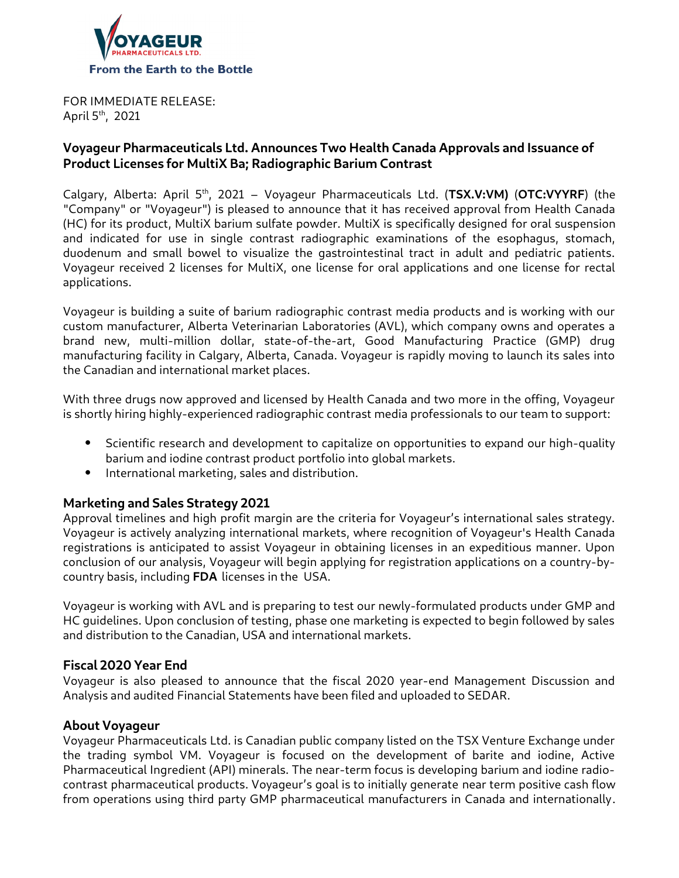**VOYAGEUR**
PHARMACEUTICALS LTD.
From the Earth to the Bottle

FOR IMMEDIATE RELEASE:
April 5th, 2021

## Voyageur Pharmaceuticals Ltd. Announces Two Health Canada Approvals and Issuance of Product Licenses for MultiX Ba; Radiographic Barium Contrast

Calgary, Alberta: April 5th, 2021 – Voyageur Pharmaceuticals Ltd. (**TSX.V:VM)** (**OTC:VYYRF**) (the "Company" or "Voyageur") is pleased to announce that it has received approval from Health Canada (HC) for its product, MultiX barium sulfate powder. MultiX is specifically designed for oral suspension and indicated for use in single contrast radiographic examinations of the esophagus, stomach, duodenum and small bowel to visualize the gastrointestinal tract in adult and pediatric patients. Voyageur received 2 licenses for MultiX, one license for oral applications and one license for rectal applications.

Voyageur is building a suite of barium radiographic contrast media products and is working with our custom manufacturer, Alberta Veterinarian Laboratories (AVL), which company owns and operates a brand new, multi-million dollar, state-of-the-art, Good Manufacturing Practice (GMP) drug manufacturing facility in Calgary, Alberta, Canada. Voyageur is rapidly moving to launch its sales into the Canadian and international market places.

With three drugs now approved and licensed by Health Canada and two more in the offing, Voyageur is shortly hiring highly-experienced radiographic contrast media professionals to our team to support:

- Scientific research and development to capitalize on opportunities to expand our high-quality barium and iodine contrast product portfolio into global markets.
- International marketing, sales and distribution.

### Marketing and Sales Strategy 2021

Approval timelines and high profit margin are the criteria for Voyageur's international sales strategy. Voyageur is actively analyzing international markets, where recognition of Voyageur's Health Canada registrations is anticipated to assist Voyageur in obtaining licenses in an expeditious manner. Upon conclusion of our analysis, Voyageur will begin applying for registration applications on a country-by-country basis, including **FDA** licenses in the USA.

Voyageur is working with AVL and is preparing to test our newly-formulated products under GMP and HC guidelines. Upon conclusion of testing, phase one marketing is expected to begin followed by sales and distribution to the Canadian, USA and international markets.

### Fiscal 2020 Year End

Voyageur is also pleased to announce that the fiscal 2020 year-end Management Discussion and Analysis and audited Financial Statements have been filed and uploaded to SEDAR.

### About Voyageur

Voyageur Pharmaceuticals Ltd. is Canadian public company listed on the TSX Venture Exchange under the trading symbol VM. Voyageur is focused on the development of barite and iodine, Active Pharmaceutical Ingredient (API) minerals. The near-term focus is developing barium and iodine radio-contrast pharmaceutical products. Voyageur's goal is to initially generate near term positive cash flow from operations using third party GMP pharmaceutical manufacturers in Canada and internationally.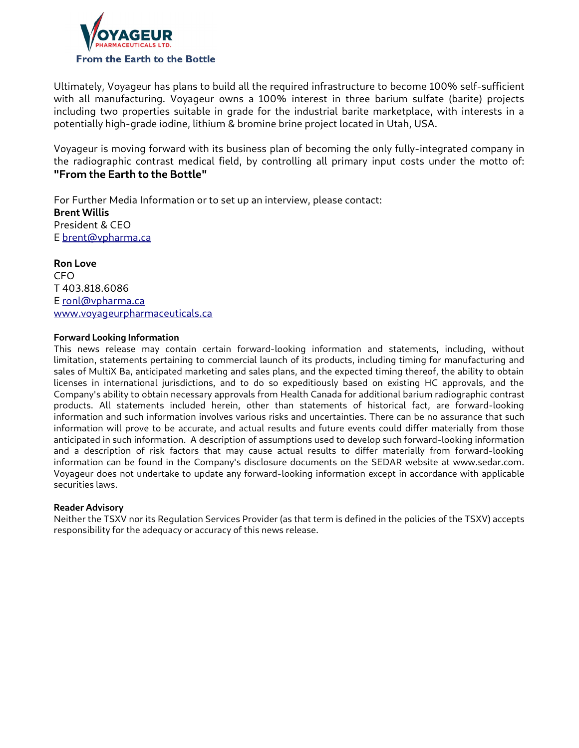Ultimately, Voyageur has plans to build all the required infrastructure to become 100% self-sufficient with all manufacturing. Voyageur owns a 100% interest in three barium sulfate (barite) projects including two properties suitable in grade for the industrial barite marketplace, with interests in a potentially high-grade iodine, lithium & bromine brine project located in Utah, USA.

Voyageur is moving forward with its business plan of becoming the only fully-integrated company in the radiographic contrast medical field, by controlling all primary input costs under the motto of: **"From the Earth to the Bottle"**

For Further Media Information or to set up an interview, please contact:
**Brent Willis**
President & CEO
E brent@vpharma.ca

**Ron Love**
CFO
T 403.818.6086
E ronl@vpharma.ca
www.voyageurpharmaceuticals.ca

**Forward Looking Information**

This news release may contain certain forward-looking information and statements, including, without limitation, statements pertaining to commercial launch of its products, including timing for manufacturing and sales of MultiX Ba, anticipated marketing and sales plans, and the expected timing thereof, the ability to obtain licenses in international jurisdictions, and to do so expeditiously based on existing HC approvals, and the Company's ability to obtain necessary approvals from Health Canada for additional barium radiographic contrast products. All statements included herein, other than statements of historical fact, are forward-looking information and such information involves various risks and uncertainties. There can be no assurance that such information will prove to be accurate, and actual results and future events could differ materially from those anticipated in such information. A description of assumptions used to develop such forward-looking information and a description of risk factors that may cause actual results to differ materially from forward-looking information can be found in the Company's disclosure documents on the SEDAR website at www.sedar.com. Voyageur does not undertake to update any forward-looking information except in accordance with applicable securities laws.

**Reader Advisory**

Neither the TSXV nor its Regulation Services Provider (as that term is defined in the policies of the TSXV) accepts responsibility for the adequacy or accuracy of this news release.